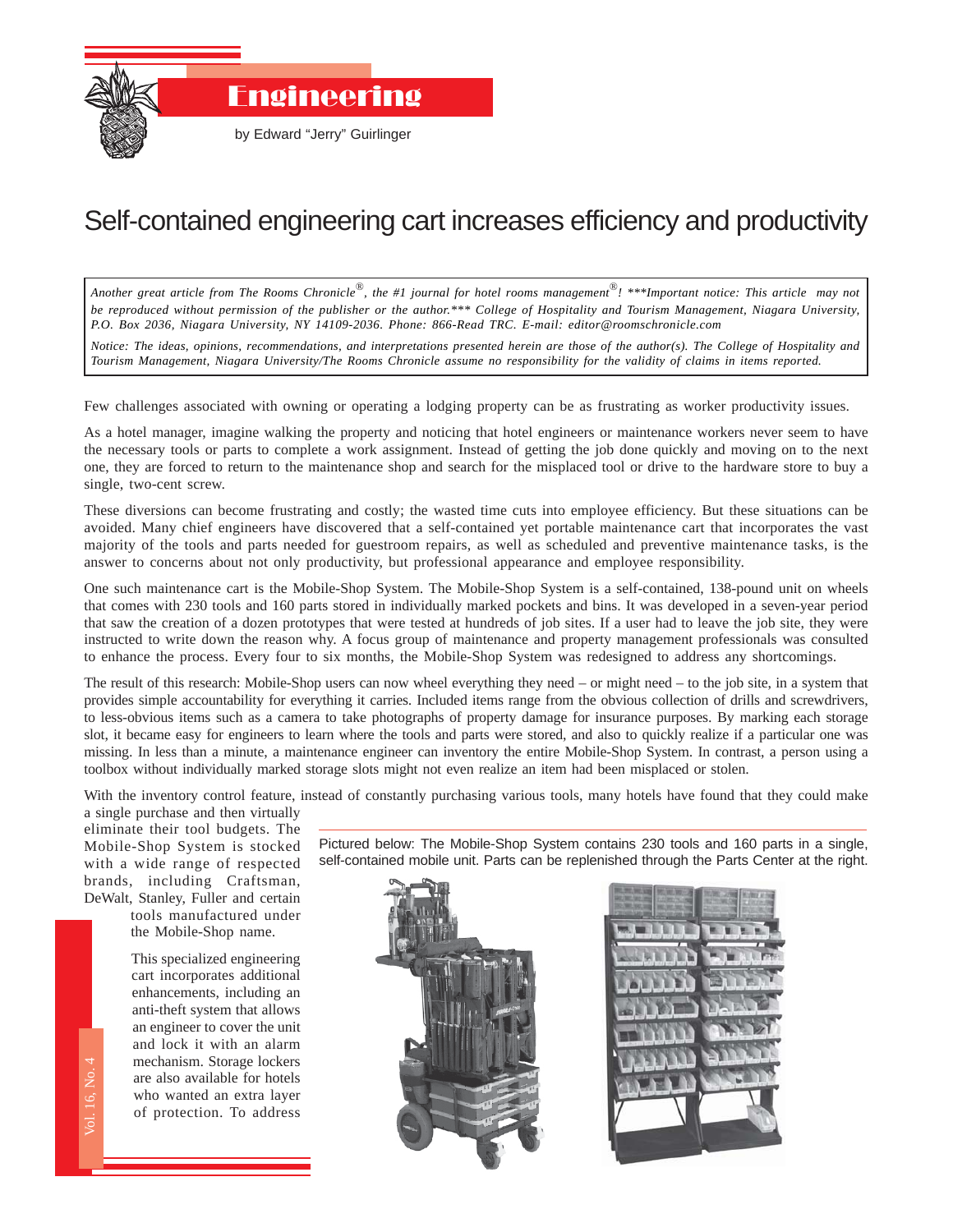# Engineering

by Edward "Jerry" Guirlinger

## Self-contained engineering cart increases efficiency and productivity

*Another great article from The Rooms Chronicle®, the #1 journal for hotel rooms management®! \*\*\*Important notice: This article may not be reproduced without permission of the publisher or the author.\*\*\* College of Hospitality and Tourism Management, Niagara University, P.O. Box 2036, Niagara University, NY 14109-2036. Phone: 866-Read TRC. E-mail: editor@roomschronicle.com*

*Notice: The ideas, opinions, recommendations, and interpretations presented herein are those of the author(s). The College of Hospitality and Tourism Management, Niagara University/The Rooms Chronicle assume no responsibility for the validity of claims in items reported.*

Few challenges associated with owning or operating a lodging property can be as frustrating as worker productivity issues.

As a hotel manager, imagine walking the property and noticing that hotel engineers or maintenance workers never seem to have the necessary tools or parts to complete a work assignment. Instead of getting the job done quickly and moving on to the next one, they are forced to return to the maintenance shop and search for the misplaced tool or drive to the hardware store to buy a single, two-cent screw.

These diversions can become frustrating and costly; the wasted time cuts into employee efficiency. But these situations can be avoided. Many chief engineers have discovered that a self-contained yet portable maintenance cart that incorporates the vast majority of the tools and parts needed for guestroom repairs, as well as scheduled and preventive maintenance tasks, is the answer to concerns about not only productivity, but professional appearance and employee responsibility.

One such maintenance cart is the Mobile-Shop System. The Mobile-Shop System is a self-contained, 138-pound unit on wheels that comes with 230 tools and 160 parts stored in individually marked pockets and bins. It was developed in a seven-year period that saw the creation of a dozen prototypes that were tested at hundreds of job sites. If a user had to leave the job site, they were instructed to write down the reason why. A focus group of maintenance and property management professionals was consulted to enhance the process. Every four to six months, the Mobile-Shop System was redesigned to address any shortcomings.

The result of this research: Mobile-Shop users can now wheel everything they need – or might need – to the job site, in a system that provides simple accountability for everything it carries. Included items range from the obvious collection of drills and screwdrivers, to less-obvious items such as a camera to take photographs of property damage for insurance purposes. By marking each storage slot, it became easy for engineers to learn where the tools and parts were stored, and also to quickly realize if a particular one was missing. In less than a minute, a maintenance engineer can inventory the entire Mobile-Shop System. In contrast, a person using a toolbox without individually marked storage slots might not even realize an item had been misplaced or stolen.

With the inventory control feature, instead of constantly purchasing various tools, many hotels have found that they could make a single purchase and then virtually eliminate their tool budgets. The Mobile-Shop System is stocked with a wide range of respected brands, including Craftsman, DeWalt, Stanley, Fuller and certain tools manufactured under the Mobile-Shop name.

This specialized engineering cart incorporates additional enhancements, including an anti-theft system that allows an engineer to cover the unit and lock it with an alarm mechanism. Storage lockers are also available for hotels who wanted an extra layer of protection. To address

Pictured below: The Mobile-Shop System contains 230 tools and 160 parts in a single, self-contained mobile unit. Parts can be replenished through the Parts Center at the right.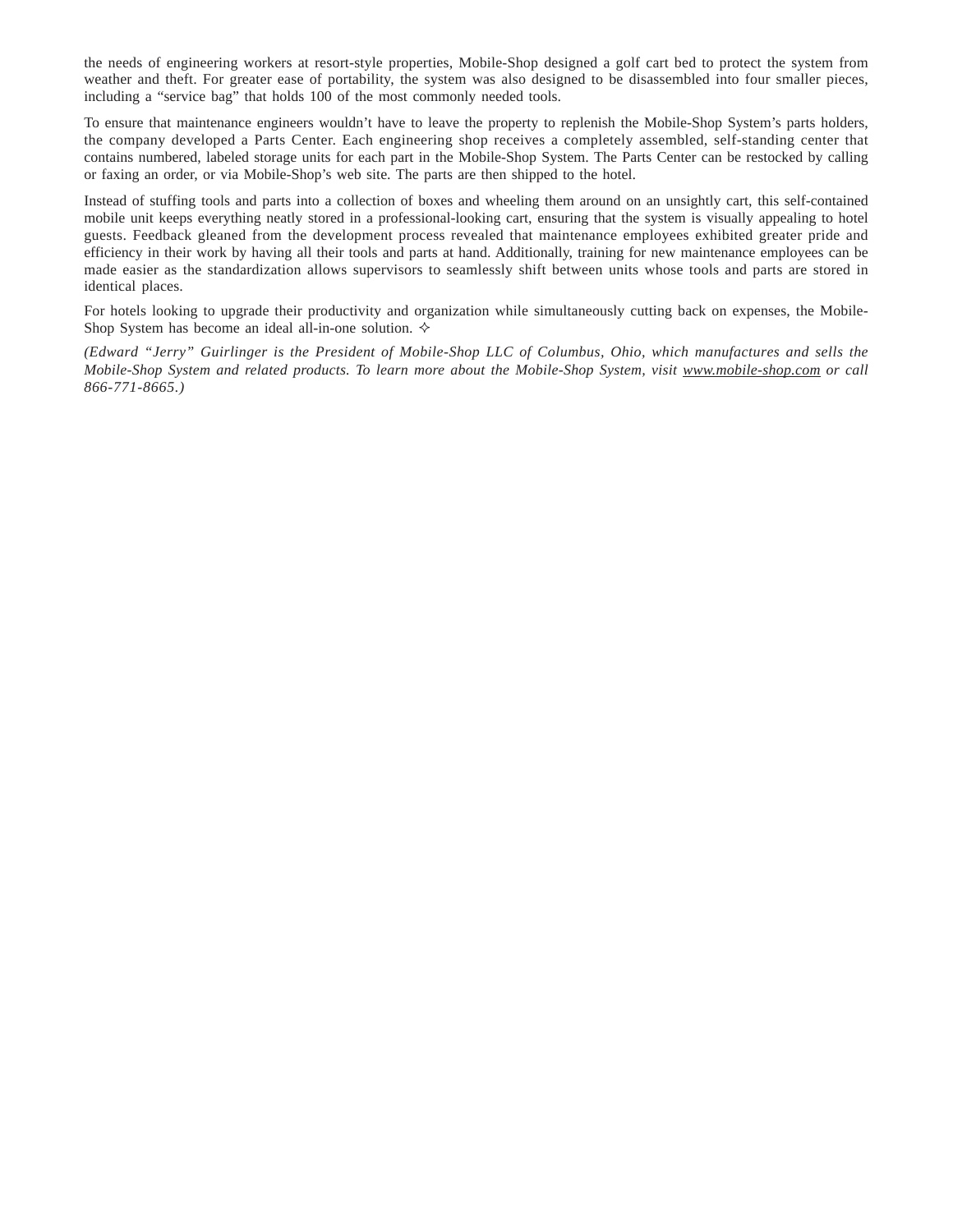the needs of engineering workers at resort-style properties, Mobile-Shop designed a golf cart bed to protect the system from weather and theft. For greater ease of portability, the system was also designed to be disassembled into four smaller pieces, including a "service bag" that holds 100 of the most commonly needed tools.

To ensure that maintenance engineers wouldn't have to leave the property to replenish the Mobile-Shop System's parts holders, the company developed a Parts Center. Each engineering shop receives a completely assembled, self-standing center that contains numbered, labeled storage units for each part in the Mobile-Shop System. The Parts Center can be restocked by calling or faxing an order, or via Mobile-Shop's web site. The parts are then shipped to the hotel.

Instead of stuffing tools and parts into a collection of boxes and wheeling them around on an unsightly cart, this self-contained mobile unit keeps everything neatly stored in a professional-looking cart, ensuring that the system is visually appealing to hotel guests. Feedback gleaned from the development process revealed that maintenance employees exhibited greater pride and efficiency in their work by having all their tools and parts at hand. Additionally, training for new maintenance employees can be made easier as the standardization allows supervisors to seamlessly shift between units whose tools and parts are stored in identical places.

For hotels looking to upgrade their productivity and organization while simultaneously cutting back on expenses, the Mobile-Shop System has become an ideal all-in-one solution. ✧

*(Edward "Jerry" Guirlinger is the President of Mobile-Shop LLC of Columbus, Ohio, which manufactures and sells the Mobile-Shop System and related products. To learn more about the Mobile-Shop System, visit www.mobile-shop.com or call 866-771-8665.)*